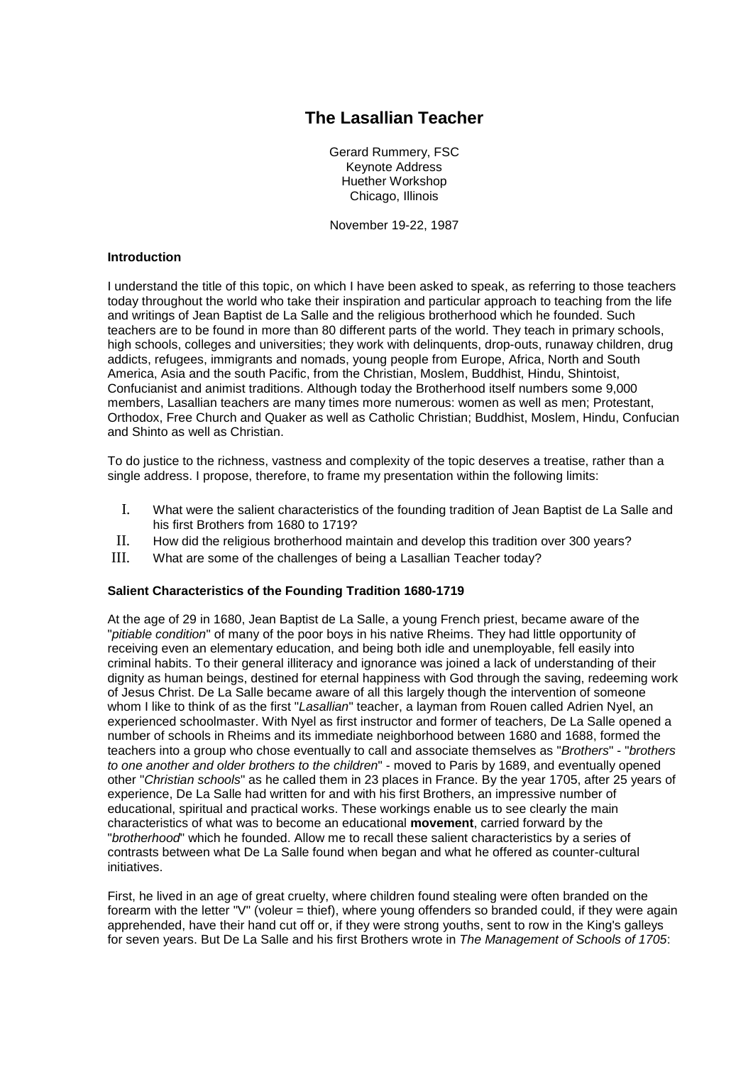# The Lasallian Teacher

Gerard Rummery, FSC
Keynote Address
Huether Workshop
Chicago, Illinois

November 19-22, 1987

### Introduction

I understand the title of this topic, on which I have been asked to speak, as referring to those teachers today throughout the world who take their inspiration and particular approach to teaching from the life and writings of Jean Baptist de La Salle and the religious brotherhood which he founded. Such teachers are to be found in more than 80 different parts of the world. They teach in primary schools, high schools, colleges and universities; they work with delinquents, drop-outs, runaway children, drug addicts, refugees, immigrants and nomads, young people from Europe, Africa, North and South America, Asia and the south Pacific, from the Christian, Moslem, Buddhist, Hindu, Shintoist, Confucianist and animist traditions. Although today the Brotherhood itself numbers some 9,000 members, Lasallian teachers are many times more numerous: women as well as men; Protestant, Orthodox, Free Church and Quaker as well as Catholic Christian; Buddhist, Moslem, Hindu, Confucian and Shinto as well as Christian.

To do justice to the richness, vastness and complexity of the topic deserves a treatise, rather than a single address. I propose, therefore, to frame my presentation within the following limits:

I. What were the salient characteristics of the founding tradition of Jean Baptist de La Salle and his first Brothers from 1680 to 1719?
II. How did the religious brotherhood maintain and develop this tradition over 300 years?
III. What are some of the challenges of being a Lasallian Teacher today?

### Salient Characteristics of the Founding Tradition 1680-1719

At the age of 29 in 1680, Jean Baptist de La Salle, a young French priest, became aware of the "*pitiable condition*" of many of the poor boys in his native Rheims. They had little opportunity of receiving even an elementary education, and being both idle and unemployable, fell easily into criminal habits. To their general illiteracy and ignorance was joined a lack of understanding of their dignity as human beings, destined for eternal happiness with God through the saving, redeeming work of Jesus Christ. De La Salle became aware of all this largely though the intervention of someone whom I like to think of as the first "*Lasallian*" teacher, a layman from Rouen called Adrien Nyel, an experienced schoolmaster. With Nyel as first instructor and former of teachers, De La Salle opened a number of schools in Rheims and its immediate neighborhood between 1680 and 1688, formed the teachers into a group who chose eventually to call and associate themselves as "*Brothers*" - "*brothers to one another and older brothers to the children*" - moved to Paris by 1689, and eventually opened other "*Christian schools*" as he called them in 23 places in France. By the year 1705, after 25 years of experience, De La Salle had written for and with his first Brothers, an impressive number of educational, spiritual and practical works. These workings enable us to see clearly the main characteristics of what was to become an educational **movement**, carried forward by the "*brotherhood*" which he founded. Allow me to recall these salient characteristics by a series of contrasts between what De La Salle found when began and what he offered as counter-cultural initiatives.

First, he lived in an age of great cruelty, where children found stealing were often branded on the forearm with the letter "V" (voleur = thief), where young offenders so branded could, if they were again apprehended, have their hand cut off or, if they were strong youths, sent to row in the King's galleys for seven years. But De La Salle and his first Brothers wrote in *The Management of Schools of 1705*: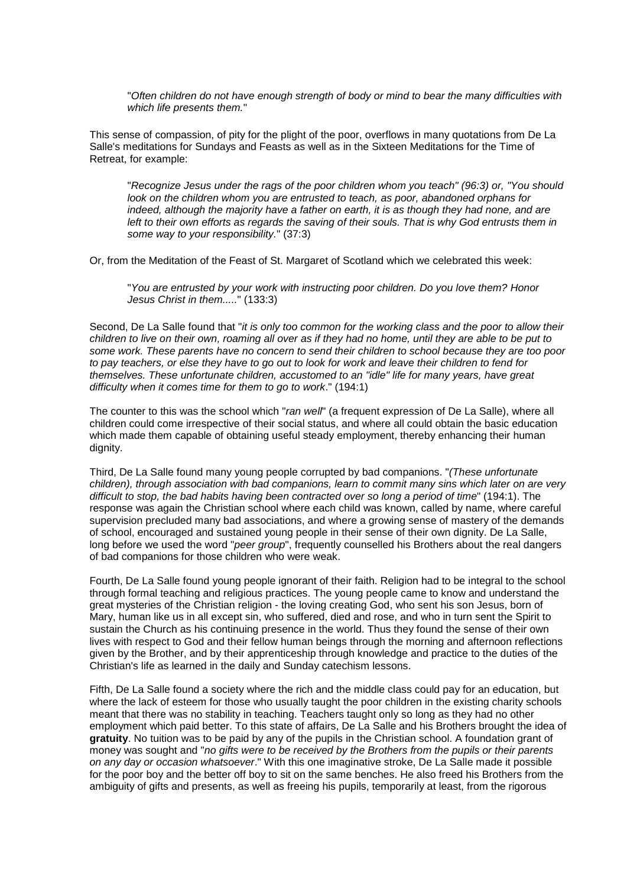> "*Often children do not have enough strength of body or mind to bear the many difficulties with which life presents them.*"

This sense of compassion, of pity for the plight of the poor, overflows in many quotations from De La Salle's meditations for Sundays and Feasts as well as in the Sixteen Meditations for the Time of Retreat, for example:

> "*Recognize Jesus under the rags of the poor children whom you teach" (96:3) or, "You should look on the children whom you are entrusted to teach, as poor, abandoned orphans for indeed, although the majority have a father on earth, it is as though they had none, and are left to their own efforts as regards the saving of their souls. That is why God entrusts them in some way to your responsibility.*" (37:3)

Or, from the Meditation of the Feast of St. Margaret of Scotland which we celebrated this week:

> "*You are entrusted by your work with instructing poor children. Do you love them? Honor Jesus Christ in them.....*" (133:3)

Second, De La Salle found that "*it is only too common for the working class and the poor to allow their children to live on their own, roaming all over as if they had no home, until they are able to be put to some work. These parents have no concern to send their children to school because they are too poor to pay teachers, or else they have to go out to look for work and leave their children to fend for themselves. These unfortunate children, accustomed to an "idle" life for many years, have great difficulty when it comes time for them to go to work*." (194:1)

The counter to this was the school which "*ran well*" (a frequent expression of De La Salle), where all children could come irrespective of their social status, and where all could obtain the basic education which made them capable of obtaining useful steady employment, thereby enhancing their human dignity.

Third, De La Salle found many young people corrupted by bad companions. "*(These unfortunate children), through association with bad companions, learn to commit many sins which later on are very difficult to stop, the bad habits having been contracted over so long a period of time*" (194:1). The response was again the Christian school where each child was known, called by name, where careful supervision precluded many bad associations, and where a growing sense of mastery of the demands of school, encouraged and sustained young people in their sense of their own dignity. De La Salle, long before we used the word "*peer group*", frequently counselled his Brothers about the real dangers of bad companions for those children who were weak.

Fourth, De La Salle found young people ignorant of their faith. Religion had to be integral to the school through formal teaching and religious practices. The young people came to know and understand the great mysteries of the Christian religion - the loving creating God, who sent his son Jesus, born of Mary, human like us in all except sin, who suffered, died and rose, and who in turn sent the Spirit to sustain the Church as his continuing presence in the world. Thus they found the sense of their own lives with respect to God and their fellow human beings through the morning and afternoon reflections given by the Brother, and by their apprenticeship through knowledge and practice to the duties of the Christian's life as learned in the daily and Sunday catechism lessons.

Fifth, De La Salle found a society where the rich and the middle class could pay for an education, but where the lack of esteem for those who usually taught the poor children in the existing charity schools meant that there was no stability in teaching. Teachers taught only so long as they had no other employment which paid better. To this state of affairs, De La Salle and his Brothers brought the idea of **gratuity**. No tuition was to be paid by any of the pupils in the Christian school. A foundation grant of money was sought and "*no gifts were to be received by the Brothers from the pupils or their parents on any day or occasion whatsoever*." With this one imaginative stroke, De La Salle made it possible for the poor boy and the better off boy to sit on the same benches. He also freed his Brothers from the ambiguity of gifts and presents, as well as freeing his pupils, temporarily at least, from the rigorous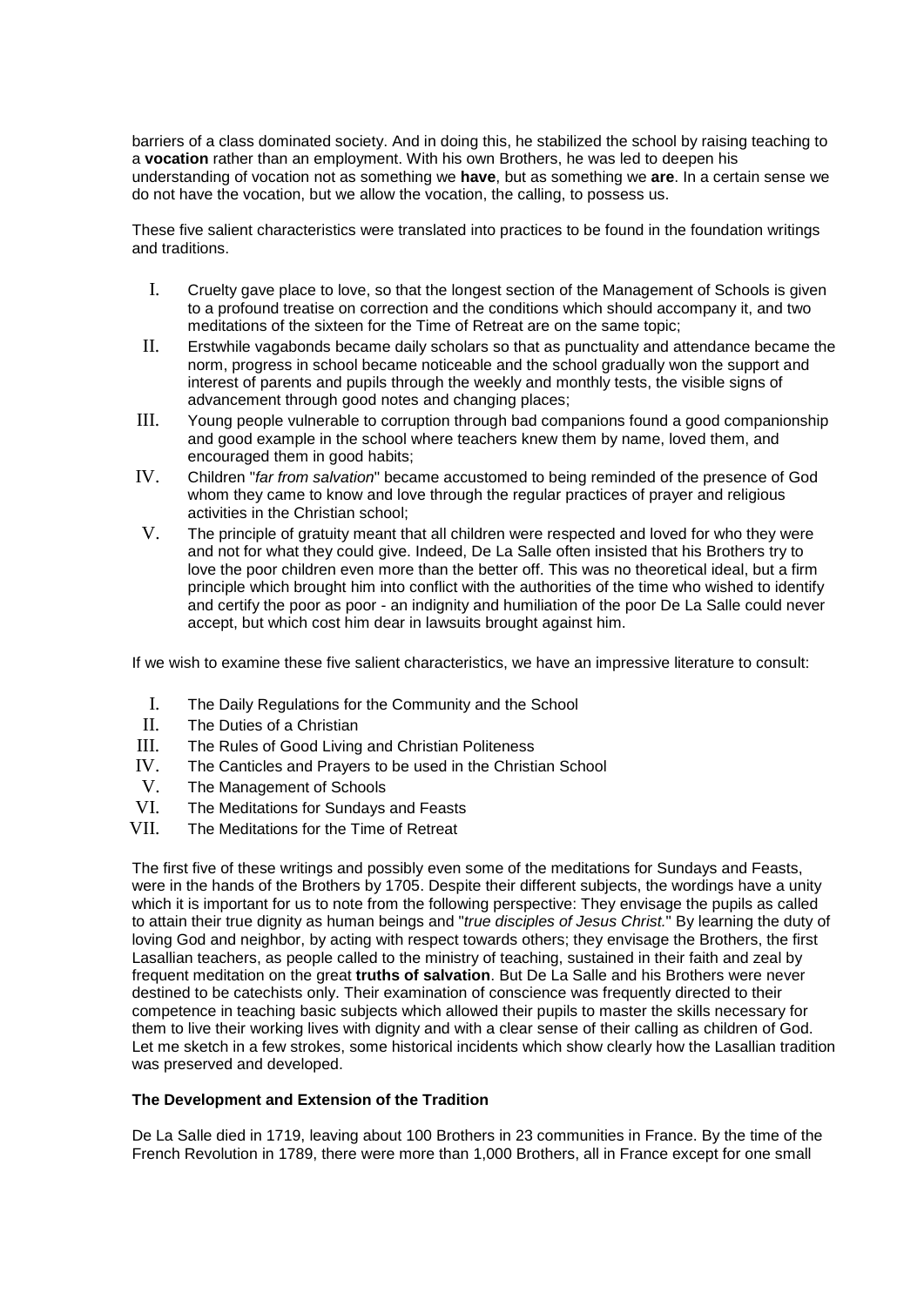barriers of a class dominated society. And in doing this, he stabilized the school by raising teaching to a **vocation** rather than an employment. With his own Brothers, he was led to deepen his understanding of vocation not as something we **have**, but as something we **are**. In a certain sense we do not have the vocation, but we allow the vocation, the calling, to possess us.

These five salient characteristics were translated into practices to be found in the foundation writings and traditions.

I. Cruelty gave place to love, so that the longest section of the Management of Schools is given to a profound treatise on correction and the conditions which should accompany it, and two meditations of the sixteen for the Time of Retreat are on the same topic;
II. Erstwhile vagabonds became daily scholars so that as punctuality and attendance became the norm, progress in school became noticeable and the school gradually won the support and interest of parents and pupils through the weekly and monthly tests, the visible signs of advancement through good notes and changing places;
III. Young people vulnerable to corruption through bad companions found a good companionship and good example in the school where teachers knew them by name, loved them, and encouraged them in good habits;
IV. Children "*far from salvation*" became accustomed to being reminded of the presence of God whom they came to know and love through the regular practices of prayer and religious activities in the Christian school;
V. The principle of gratuity meant that all children were respected and loved for who they were and not for what they could give. Indeed, De La Salle often insisted that his Brothers try to love the poor children even more than the better off. This was no theoretical ideal, but a firm principle which brought him into conflict with the authorities of the time who wished to identify and certify the poor as poor - an indignity and humiliation of the poor De La Salle could never accept, but which cost him dear in lawsuits brought against him.

If we wish to examine these five salient characteristics, we have an impressive literature to consult:

I. The Daily Regulations for the Community and the School
II. The Duties of a Christian
III. The Rules of Good Living and Christian Politeness
IV. The Canticles and Prayers to be used in the Christian School
V. The Management of Schools
VI. The Meditations for Sundays and Feasts
VII. The Meditations for the Time of Retreat

The first five of these writings and possibly even some of the meditations for Sundays and Feasts, were in the hands of the Brothers by 1705. Despite their different subjects, the wordings have a unity which it is important for us to note from the following perspective: They envisage the pupils as called to attain their true dignity as human beings and "*true disciples of Jesus Christ.*" By learning the duty of loving God and neighbor, by acting with respect towards others; they envisage the Brothers, the first Lasallian teachers, as people called to the ministry of teaching, sustained in their faith and zeal by frequent meditation on the great **truths of salvation**. But De La Salle and his Brothers were never destined to be catechists only. Their examination of conscience was frequently directed to their competence in teaching basic subjects which allowed their pupils to master the skills necessary for them to live their working lives with dignity and with a clear sense of their calling as children of God. Let me sketch in a few strokes, some historical incidents which show clearly how the Lasallian tradition was preserved and developed.

**The Development and Extension of the Tradition**

De La Salle died in 1719, leaving about 100 Brothers in 23 communities in France. By the time of the French Revolution in 1789, there were more than 1,000 Brothers, all in France except for one small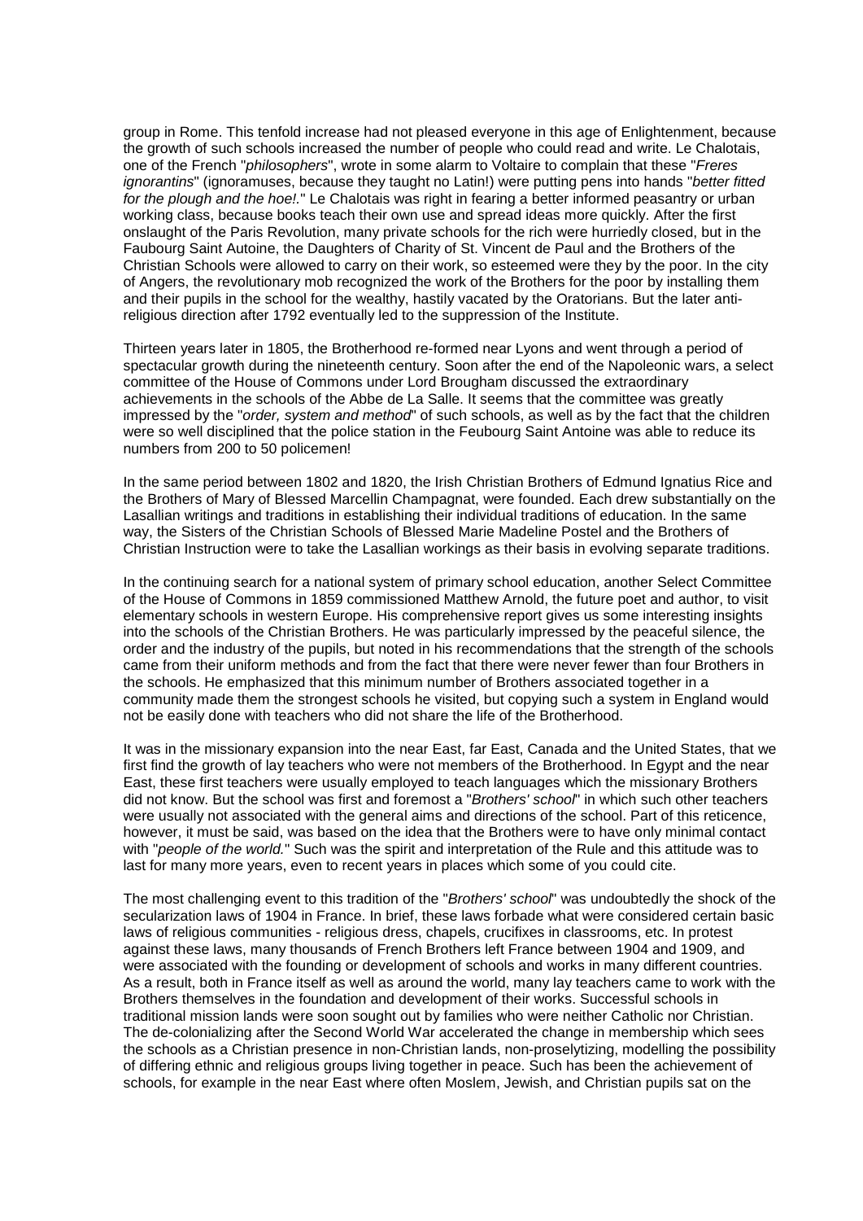group in Rome. This tenfold increase had not pleased everyone in this age of Enlightenment, because the growth of such schools increased the number of people who could read and write. Le Chalotais, one of the French "*philosophers*", wrote in some alarm to Voltaire to complain that these "*Freres ignorantins*" (ignoramuses, because they taught no Latin!) were putting pens into hands "*better fitted for the plough and the hoe!.*" Le Chalotais was right in fearing a better informed peasantry or urban working class, because books teach their own use and spread ideas more quickly. After the first onslaught of the Paris Revolution, many private schools for the rich were hurriedly closed, but in the Faubourg Saint Autoine, the Daughters of Charity of St. Vincent de Paul and the Brothers of the Christian Schools were allowed to carry on their work, so esteemed were they by the poor. In the city of Angers, the revolutionary mob recognized the work of the Brothers for the poor by installing them and their pupils in the school for the wealthy, hastily vacated by the Oratorians. But the later anti-religious direction after 1792 eventually led to the suppression of the Institute.

Thirteen years later in 1805, the Brotherhood re-formed near Lyons and went through a period of spectacular growth during the nineteenth century. Soon after the end of the Napoleonic wars, a select committee of the House of Commons under Lord Brougham discussed the extraordinary achievements in the schools of the Abbe de La Salle. It seems that the committee was greatly impressed by the "*order, system and method*" of such schools, as well as by the fact that the children were so well disciplined that the police station in the Feubourg Saint Antoine was able to reduce its numbers from 200 to 50 policemen!

In the same period between 1802 and 1820, the Irish Christian Brothers of Edmund Ignatius Rice and the Brothers of Mary of Blessed Marcellin Champagnat, were founded. Each drew substantially on the Lasallian writings and traditions in establishing their individual traditions of education. In the same way, the Sisters of the Christian Schools of Blessed Marie Madeline Postel and the Brothers of Christian Instruction were to take the Lasallian workings as their basis in evolving separate traditions.

In the continuing search for a national system of primary school education, another Select Committee of the House of Commons in 1859 commissioned Matthew Arnold, the future poet and author, to visit elementary schools in western Europe. His comprehensive report gives us some interesting insights into the schools of the Christian Brothers. He was particularly impressed by the peaceful silence, the order and the industry of the pupils, but noted in his recommendations that the strength of the schools came from their uniform methods and from the fact that there were never fewer than four Brothers in the schools. He emphasized that this minimum number of Brothers associated together in a community made them the strongest schools he visited, but copying such a system in England would not be easily done with teachers who did not share the life of the Brotherhood.

It was in the missionary expansion into the near East, far East, Canada and the United States, that we first find the growth of lay teachers who were not members of the Brotherhood. In Egypt and the near East, these first teachers were usually employed to teach languages which the missionary Brothers did not know. But the school was first and foremost a "*Brothers' school*" in which such other teachers were usually not associated with the general aims and directions of the school. Part of this reticence, however, it must be said, was based on the idea that the Brothers were to have only minimal contact with "*people of the world.*" Such was the spirit and interpretation of the Rule and this attitude was to last for many more years, even to recent years in places which some of you could cite.

The most challenging event to this tradition of the "*Brothers' school*" was undoubtedly the shock of the secularization laws of 1904 in France. In brief, these laws forbade what were considered certain basic laws of religious communities - religious dress, chapels, crucifixes in classrooms, etc. In protest against these laws, many thousands of French Brothers left France between 1904 and 1909, and were associated with the founding or development of schools and works in many different countries. As a result, both in France itself as well as around the world, many lay teachers came to work with the Brothers themselves in the foundation and development of their works. Successful schools in traditional mission lands were soon sought out by families who were neither Catholic nor Christian. The de-colonializing after the Second World War accelerated the change in membership which sees the schools as a Christian presence in non-Christian lands, non-proselytizing, modelling the possibility of differing ethnic and religious groups living together in peace. Such has been the achievement of schools, for example in the near East where often Moslem, Jewish, and Christian pupils sat on the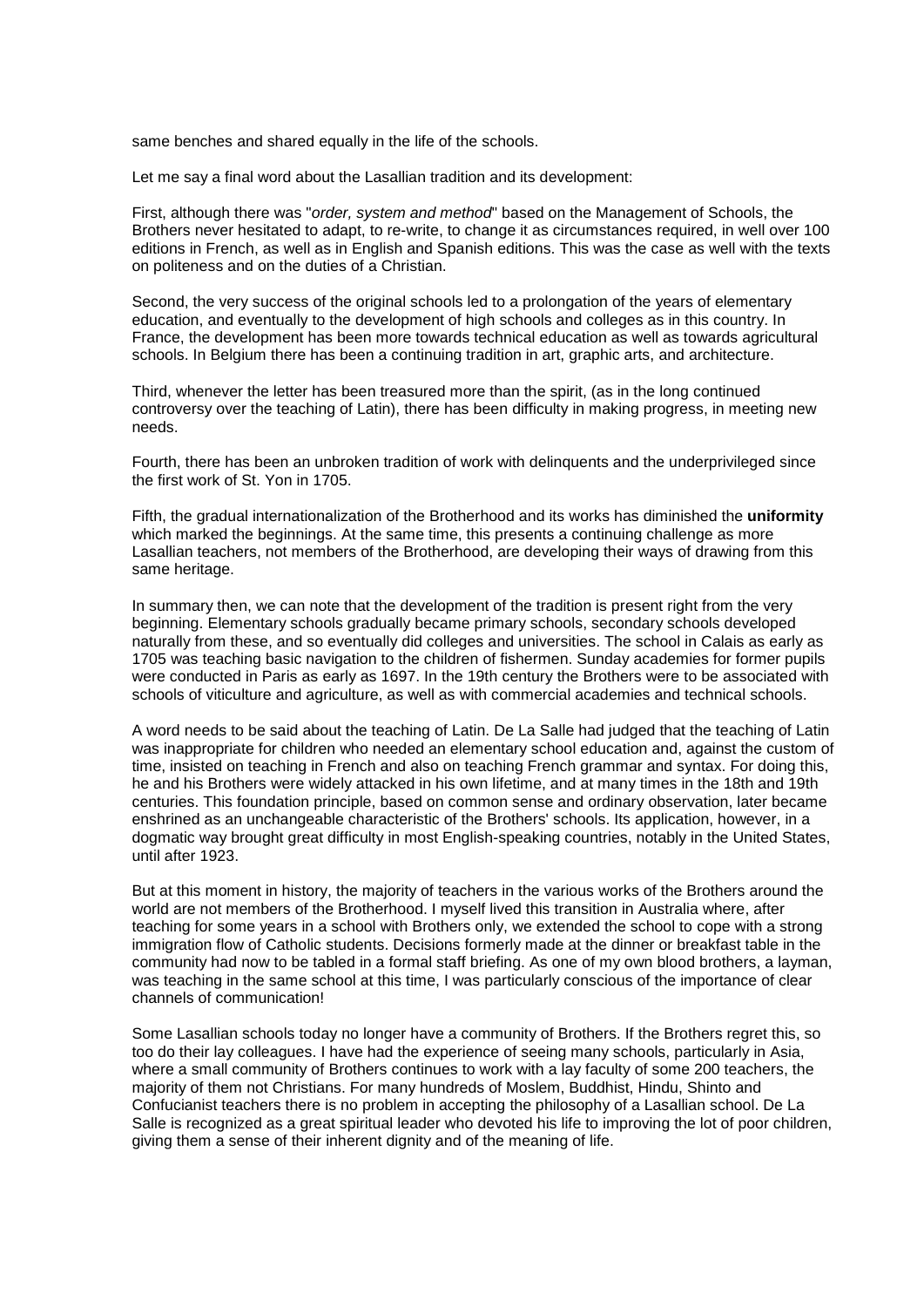same benches and shared equally in the life of the schools.

Let me say a final word about the Lasallian tradition and its development:

First, although there was "*order, system and method*" based on the Management of Schools, the Brothers never hesitated to adapt, to re-write, to change it as circumstances required, in well over 100 editions in French, as well as in English and Spanish editions. This was the case as well with the texts on politeness and on the duties of a Christian.

Second, the very success of the original schools led to a prolongation of the years of elementary education, and eventually to the development of high schools and colleges as in this country. In France, the development has been more towards technical education as well as towards agricultural schools. In Belgium there has been a continuing tradition in art, graphic arts, and architecture.

Third, whenever the letter has been treasured more than the spirit, (as in the long continued controversy over the teaching of Latin), there has been difficulty in making progress, in meeting new needs.

Fourth, there has been an unbroken tradition of work with delinquents and the underprivileged since the first work of St. Yon in 1705.

Fifth, the gradual internationalization of the Brotherhood and its works has diminished the **uniformity** which marked the beginnings. At the same time, this presents a continuing challenge as more Lasallian teachers, not members of the Brotherhood, are developing their ways of drawing from this same heritage.

In summary then, we can note that the development of the tradition is present right from the very beginning. Elementary schools gradually became primary schools, secondary schools developed naturally from these, and so eventually did colleges and universities. The school in Calais as early as 1705 was teaching basic navigation to the children of fishermen. Sunday academies for former pupils were conducted in Paris as early as 1697. In the 19th century the Brothers were to be associated with schools of viticulture and agriculture, as well as with commercial academies and technical schools.

A word needs to be said about the teaching of Latin. De La Salle had judged that the teaching of Latin was inappropriate for children who needed an elementary school education and, against the custom of time, insisted on teaching in French and also on teaching French grammar and syntax. For doing this, he and his Brothers were widely attacked in his own lifetime, and at many times in the 18th and 19th centuries. This foundation principle, based on common sense and ordinary observation, later became enshrined as an unchangeable characteristic of the Brothers' schools. Its application, however, in a dogmatic way brought great difficulty in most English-speaking countries, notably in the United States, until after 1923.

But at this moment in history, the majority of teachers in the various works of the Brothers around the world are not members of the Brotherhood. I myself lived this transition in Australia where, after teaching for some years in a school with Brothers only, we extended the school to cope with a strong immigration flow of Catholic students. Decisions formerly made at the dinner or breakfast table in the community had now to be tabled in a formal staff briefing. As one of my own blood brothers, a layman, was teaching in the same school at this time, I was particularly conscious of the importance of clear channels of communication!

Some Lasallian schools today no longer have a community of Brothers. If the Brothers regret this, so too do their lay colleagues. I have had the experience of seeing many schools, particularly in Asia, where a small community of Brothers continues to work with a lay faculty of some 200 teachers, the majority of them not Christians. For many hundreds of Moslem, Buddhist, Hindu, Shinto and Confucianist teachers there is no problem in accepting the philosophy of a Lasallian school. De La Salle is recognized as a great spiritual leader who devoted his life to improving the lot of poor children, giving them a sense of their inherent dignity and of the meaning of life.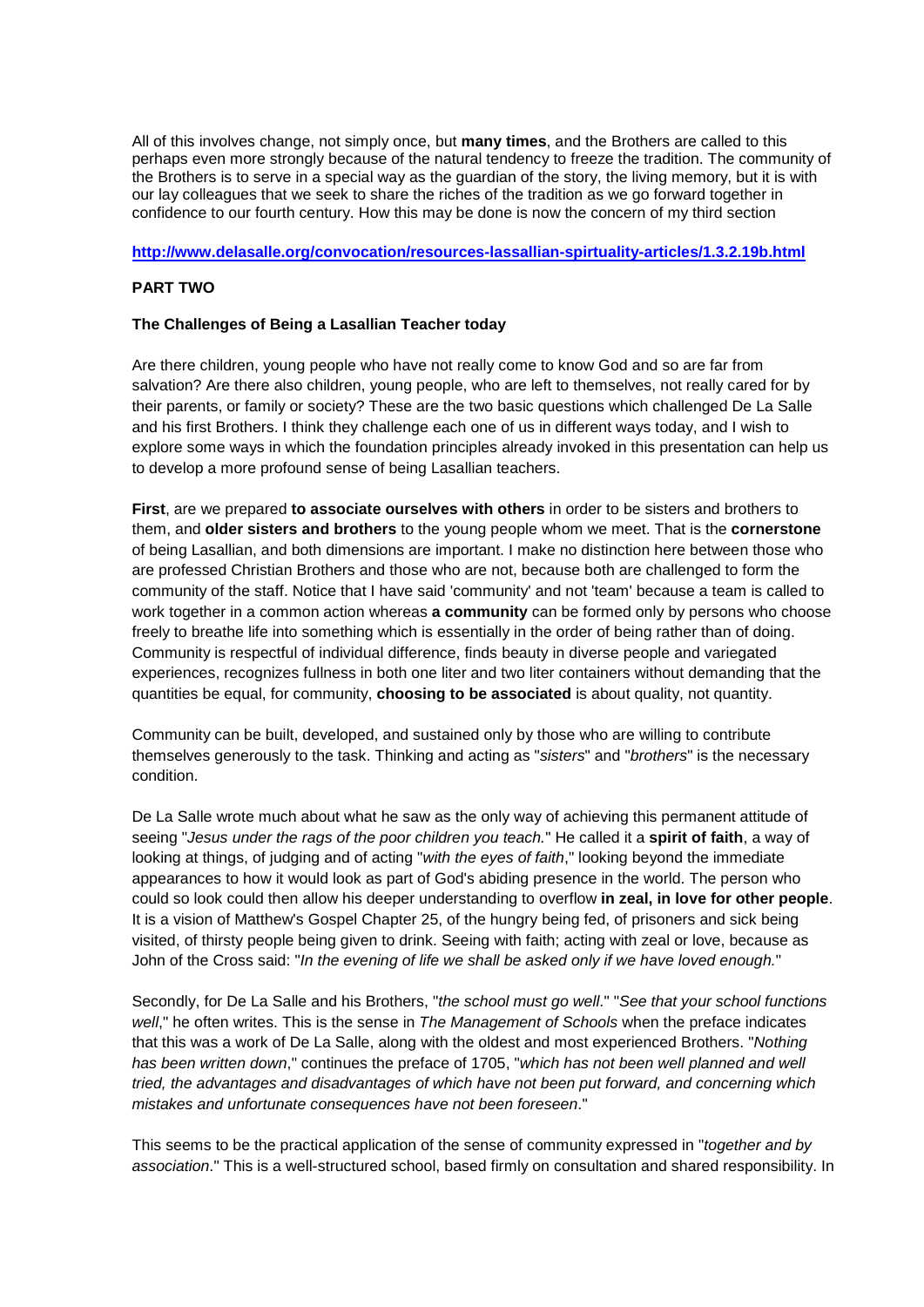All of this involves change, not simply once, but **many times**, and the Brothers are called to this perhaps even more strongly because of the natural tendency to freeze the tradition. The community of the Brothers is to serve in a special way as the guardian of the story, the living memory, but it is with our lay colleagues that we seek to share the riches of the tradition as we go forward together in confidence to our fourth century. How this may be done is now the concern of my third section

**http://www.delasalle.org/convocation/resources-lassallian-spirtuality-articles/1.3.2.19b.html**

**PART TWO**

**The Challenges of Being a Lasallian Teacher today**

Are there children, young people who have not really come to know God and so are far from salvation? Are there also children, young people, who are left to themselves, not really cared for by their parents, or family or society? These are the two basic questions which challenged De La Salle and his first Brothers. I think they challenge each one of us in different ways today, and I wish to explore some ways in which the foundation principles already invoked in this presentation can help us to develop a more profound sense of being Lasallian teachers.

**First**, are we prepared **to associate ourselves with others** in order to be sisters and brothers to them, and **older sisters and brothers** to the young people whom we meet. That is the **cornerstone** of being Lasallian, and both dimensions are important. I make no distinction here between those who are professed Christian Brothers and those who are not, because both are challenged to form the community of the staff. Notice that I have said 'community' and not 'team' because a team is called to work together in a common action whereas **a community** can be formed only by persons who choose freely to breathe life into something which is essentially in the order of being rather than of doing. Community is respectful of individual difference, finds beauty in diverse people and variegated experiences, recognizes fullness in both one liter and two liter containers without demanding that the quantities be equal, for community, **choosing to be associated** is about quality, not quantity.

Community can be built, developed, and sustained only by those who are willing to contribute themselves generously to the task. Thinking and acting as "*sisters*" and "*brothers*" is the necessary condition.

De La Salle wrote much about what he saw as the only way of achieving this permanent attitude of seeing "*Jesus under the rags of the poor children you teach.*" He called it a **spirit of faith**, a way of looking at things, of judging and of acting "*with the eyes of faith*," looking beyond the immediate appearances to how it would look as part of God's abiding presence in the world. The person who could so look could then allow his deeper understanding to overflow **in zeal, in love for other people**. It is a vision of Matthew's Gospel Chapter 25, of the hungry being fed, of prisoners and sick being visited, of thirsty people being given to drink. Seeing with faith; acting with zeal or love, because as John of the Cross said: "*In the evening of life we shall be asked only if we have loved enough.*"

Secondly, for De La Salle and his Brothers, "*the school must go well*." "*See that your school functions well*," he often writes. This is the sense in *The Management of Schools* when the preface indicates that this was a work of De La Salle, along with the oldest and most experienced Brothers. "*Nothing has been written down*," continues the preface of 1705, "*which has not been well planned and well tried, the advantages and disadvantages of which have not been put forward, and concerning which mistakes and unfortunate consequences have not been foreseen*."

This seems to be the practical application of the sense of community expressed in "*together and by association*." This is a well-structured school, based firmly on consultation and shared responsibility. In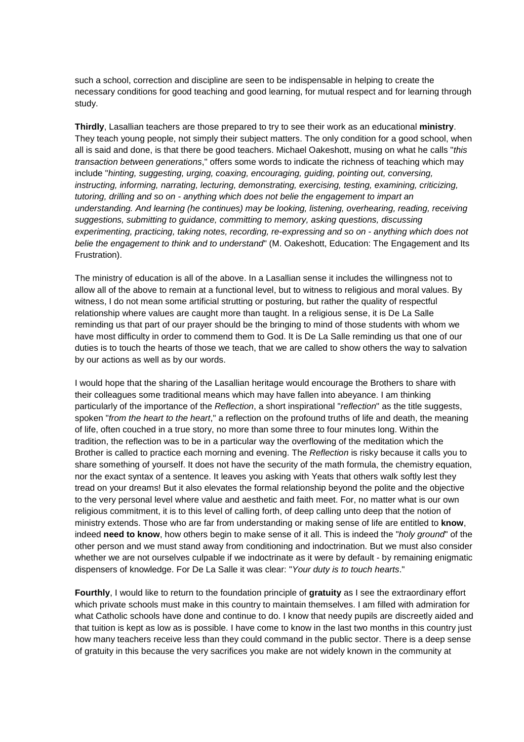such a school, correction and discipline are seen to be indispensable in helping to create the necessary conditions for good teaching and good learning, for mutual respect and for learning through study.

**Thirdly**, Lasallian teachers are those prepared to try to see their work as an educational **ministry**. They teach young people, not simply their subject matters. The only condition for a good school, when all is said and done, is that there be good teachers. Michael Oakeshott, musing on what he calls "*this transaction between generations*," offers some words to indicate the richness of teaching which may include "*hinting, suggesting, urging, coaxing, encouraging, guiding, pointing out, conversing, instructing, informing, narrating, lecturing, demonstrating, exercising, testing, examining, criticizing, tutoring, drilling and so on - anything which does not belie the engagement to impart an understanding. And learning (he continues) may be looking, listening, overhearing, reading, receiving suggestions, submitting to guidance, committing to memory, asking questions, discussing experimenting, practicing, taking notes, recording, re-expressing and so on - anything which does not belie the engagement to think and to understand*" (M. Oakeshott, Education: The Engagement and Its Frustration).

The ministry of education is all of the above. In a Lasallian sense it includes the willingness not to allow all of the above to remain at a functional level, but to witness to religious and moral values. By witness, I do not mean some artificial strutting or posturing, but rather the quality of respectful relationship where values are caught more than taught. In a religious sense, it is De La Salle reminding us that part of our prayer should be the bringing to mind of those students with whom we have most difficulty in order to commend them to God. It is De La Salle reminding us that one of our duties is to touch the hearts of those we teach, that we are called to show others the way to salvation by our actions as well as by our words.

I would hope that the sharing of the Lasallian heritage would encourage the Brothers to share with their colleagues some traditional means which may have fallen into abeyance. I am thinking particularly of the importance of the *Reflection*, a short inspirational "*reflection*" as the title suggests, spoken "*from the heart to the heart*," a reflection on the profound truths of life and death, the meaning of life, often couched in a true story, no more than some three to four minutes long. Within the tradition, the reflection was to be in a particular way the overflowing of the meditation which the Brother is called to practice each morning and evening. The *Reflection* is risky because it calls you to share something of yourself. It does not have the security of the math formula, the chemistry equation, nor the exact syntax of a sentence. It leaves you asking with Yeats that others walk softly lest they tread on your dreams! But it also elevates the formal relationship beyond the polite and the objective to the very personal level where value and aesthetic and faith meet. For, no matter what is our own religious commitment, it is to this level of calling forth, of deep calling unto deep that the notion of ministry extends. Those who are far from understanding or making sense of life are entitled to **know**, indeed **need to know**, how others begin to make sense of it all. This is indeed the "*holy ground*" of the other person and we must stand away from conditioning and indoctrination. But we must also consider whether we are not ourselves culpable if we indoctrinate as it were by default - by remaining enigmatic dispensers of knowledge. For De La Salle it was clear: "*Your duty is to touch hearts*."

**Fourthly**, I would like to return to the foundation principle of **gratuity** as I see the extraordinary effort which private schools must make in this country to maintain themselves. I am filled with admiration for what Catholic schools have done and continue to do. I know that needy pupils are discreetly aided and that tuition is kept as low as is possible. I have come to know in the last two months in this country just how many teachers receive less than they could command in the public sector. There is a deep sense of gratuity in this because the very sacrifices you make are not widely known in the community at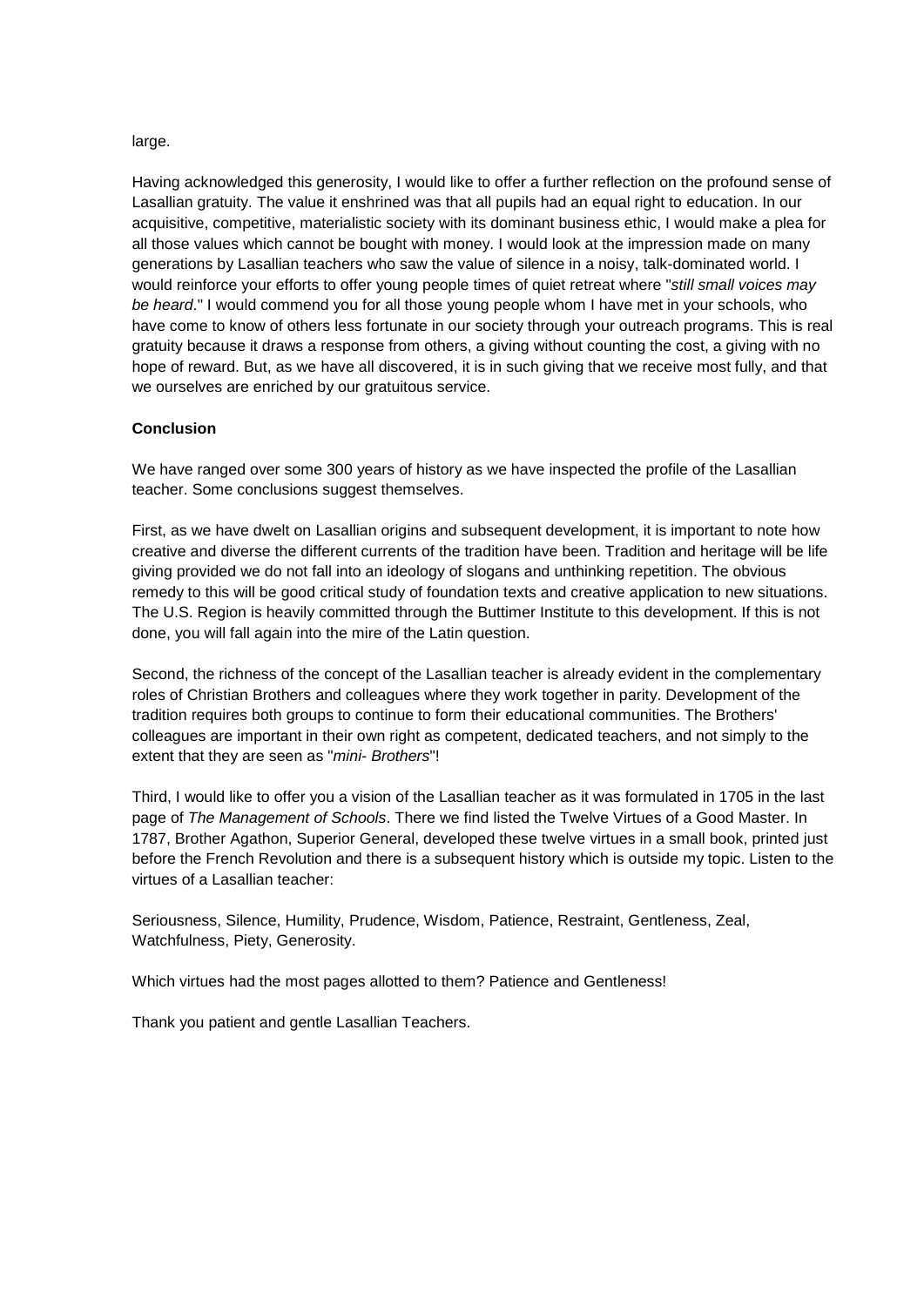large.

Having acknowledged this generosity, I would like to offer a further reflection on the profound sense of Lasallian gratuity. The value it enshrined was that all pupils had an equal right to education. In our acquisitive, competitive, materialistic society with its dominant business ethic, I would make a plea for all those values which cannot be bought with money. I would look at the impression made on many generations by Lasallian teachers who saw the value of silence in a noisy, talk-dominated world. I would reinforce your efforts to offer young people times of quiet retreat where "*still small voices may be heard*." I would commend you for all those young people whom I have met in your schools, who have come to know of others less fortunate in our society through your outreach programs. This is real gratuity because it draws a response from others, a giving without counting the cost, a giving with no hope of reward. But, as we have all discovered, it is in such giving that we receive most fully, and that we ourselves are enriched by our gratuitous service.

**Conclusion**

We have ranged over some 300 years of history as we have inspected the profile of the Lasallian teacher. Some conclusions suggest themselves.

First, as we have dwelt on Lasallian origins and subsequent development, it is important to note how creative and diverse the different currents of the tradition have been. Tradition and heritage will be life giving provided we do not fall into an ideology of slogans and unthinking repetition. The obvious remedy to this will be good critical study of foundation texts and creative application to new situations. The U.S. Region is heavily committed through the Buttimer Institute to this development. If this is not done, you will fall again into the mire of the Latin question.

Second, the richness of the concept of the Lasallian teacher is already evident in the complementary roles of Christian Brothers and colleagues where they work together in parity. Development of the tradition requires both groups to continue to form their educational communities. The Brothers' colleagues are important in their own right as competent, dedicated teachers, and not simply to the extent that they are seen as "*mini- Brothers*"!

Third, I would like to offer you a vision of the Lasallian teacher as it was formulated in 1705 in the last page of *The Management of Schools*. There we find listed the Twelve Virtues of a Good Master. In 1787, Brother Agathon, Superior General, developed these twelve virtues in a small book, printed just before the French Revolution and there is a subsequent history which is outside my topic. Listen to the virtues of a Lasallian teacher:

Seriousness, Silence, Humility, Prudence, Wisdom, Patience, Restraint, Gentleness, Zeal, Watchfulness, Piety, Generosity.

Which virtues had the most pages allotted to them? Patience and Gentleness!

Thank you patient and gentle Lasallian Teachers.